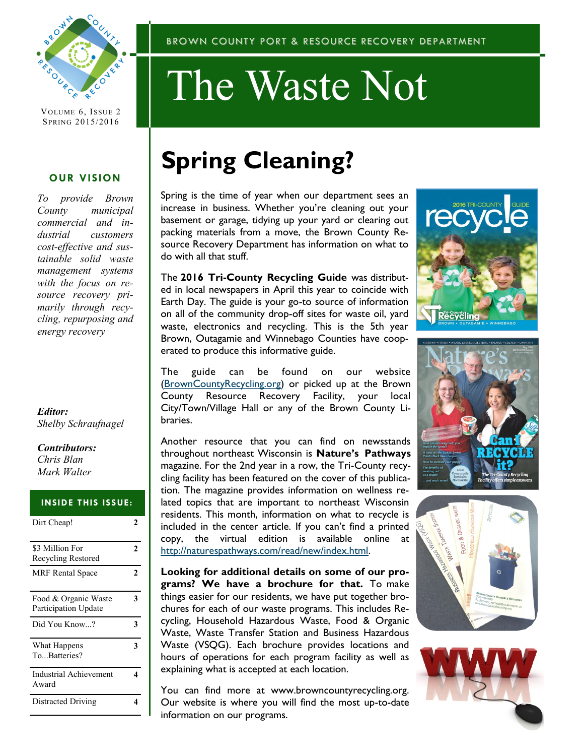BROWN COUNTY PORT & RESOURCE RECOVERY DEPARTMENT

# The Waste Not

VOLUME 6, ISSUE 2
SPRING 2015/2016

## OUR VISION

*To provide Brown County municipal commercial and industrial customers cost-effective and sustainable solid waste management systems with the focus on resource recovery primarily through recycling, repurposing and energy recovery*

***Editor:***
*Shelby Schraufnagel*

***Contributors:***
*Chris Blan*
*Mark Walter*

### INSIDE THIS ISSUE:

| | |
|---|---|
| Dirt Cheap! | 2 |
| $3 Million For Recycling Restored | 2 |
| MRF Rental Space | 2 |
| Food & Organic Waste Participation Update | 3 |
| Did You Know...? | 3 |
| What Happens To...Batteries? | 3 |
| Industrial Achievement Award | 4 |
| Distracted Driving | 4 |

# Spring Cleaning?

Spring is the time of year when our department sees an increase in business. Whether you're cleaning out your basement or garage, tidying up your yard or clearing out packing materials from a move, the Brown County Resource Recovery Department has information on what to do with all that stuff.

The **2016 Tri-County Recycling Guide** was distributed in local newspapers in April this year to coincide with Earth Day. The guide is your go-to source of information on all of the community drop-off sites for waste oil, yard waste, electronics and recycling. This is the 5th year Brown, Outagamie and Winnebago Counties have cooperated to produce this informative guide.

The guide can be found on our website (BrownCountyRecycling.org) or picked up at the Brown County Resource Recovery Facility, your local City/Town/Village Hall or any of the Brown County Libraries.

Another resource that you can find on newsstands throughout northeast Wisconsin is **Nature's Pathways** magazine. For the 2nd year in a row, the Tri-County recycling facility has been featured on the cover of this publication. The magazine provides information on wellness related topics that are important to northeast Wisconsin residents. This month, information on what to recycle is included in the center article. If you can't find a printed copy, the virtual edition is available online at http://naturespathways.com/read/new/index.html.

**Looking for additional details on some of our programs? We have a brochure for that.** To make things easier for our residents, we have put together brochures for each of our waste programs. This includes Recycling, Household Hazardous Waste, Food & Organic Waste, Waste Transfer Station and Business Hazardous Waste (VSQG). Each brochure provides locations and hours of operations for each program facility as well as explaining what is accepted at each location.

You can find more at www.browncountyrecycling.org. Our website is where you will find the most up-to-date information on our programs.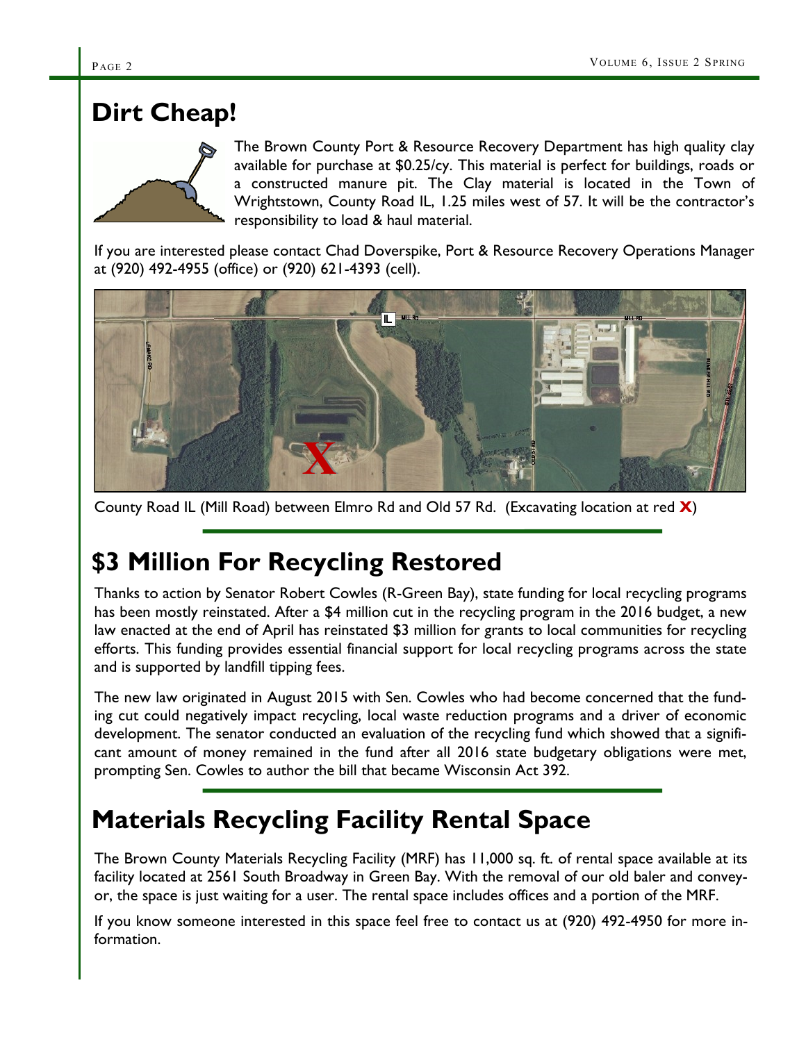# Dirt Cheap!

The Brown County Port & Resource Recovery Department has high quality clay available for purchase at $0.25/cy. This material is perfect for buildings, roads or a constructed manure pit. The Clay material is located in the Town of Wrightstown, County Road IL, 1.25 miles west of 57. It will be the contractor's responsibility to load & haul material.

If you are interested please contact Chad Doverspike, Port & Resource Recovery Operations Manager at (920) 492-4955 (office) or (920) 621-4393 (cell).

County Road IL (Mill Road) between Elmro Rd and Old 57 Rd. (Excavating location at red **X**)

# $3 Million For Recycling Restored

Thanks to action by Senator Robert Cowles (R-Green Bay), state funding for local recycling programs has been mostly reinstated. After a $4 million cut in the recycling program in the 2016 budget, a new law enacted at the end of April has reinstated $3 million for grants to local communities for recycling efforts. This funding provides essential financial support for local recycling programs across the state and is supported by landfill tipping fees.

The new law originated in August 2015 with Sen. Cowles who had become concerned that the funding cut could negatively impact recycling, local waste reduction programs and a driver of economic development. The senator conducted an evaluation of the recycling fund which showed that a significant amount of money remained in the fund after all 2016 state budgetary obligations were met, prompting Sen. Cowles to author the bill that became Wisconsin Act 392.

# Materials Recycling Facility Rental Space

The Brown County Materials Recycling Facility (MRF) has 11,000 sq. ft. of rental space available at its facility located at 2561 South Broadway in Green Bay. With the removal of our old baler and conveyor, the space is just waiting for a user. The rental space includes offices and a portion of the MRF.

If you know someone interested in this space feel free to contact us at (920) 492-4950 for more information.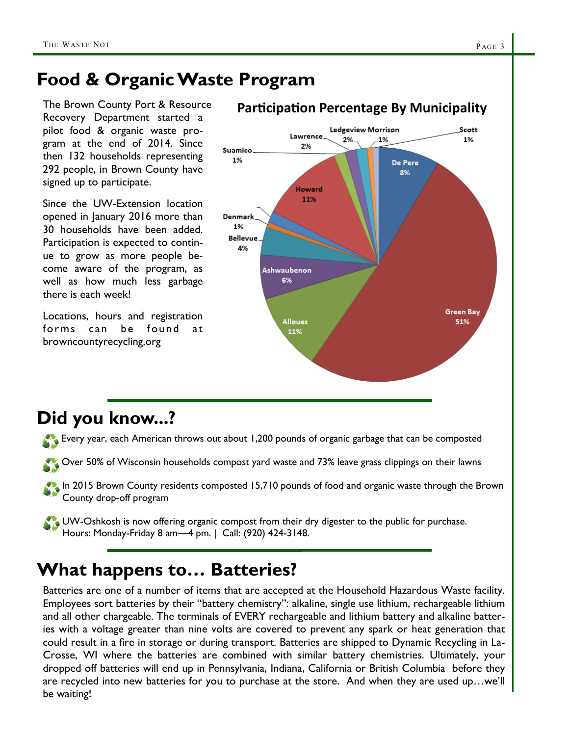# Food & Organic Waste Program

The Brown County Port & Resource Recovery Department started a pilot food & organic waste program at the end of 2014. Since then 132 households representing 292 people, in Brown County have signed up to participate.

Since the UW-Extension location opened in January 2016 more than 30 households have been added. Participation is expected to continue to grow as more people become aware of the program, as well as how much less garbage there is each week!

Locations, hours and registration forms can be found at browncountyrecycling.org

**Participation Percentage By Municipality**

| Municipality | Percentage |
|---|---|
| Green Bay | 51% |
| Allouez | 11% |
| Howard | 11% |
| De Pere | 8% |
| Ashwaubenon | 6% |
| Bellevue | 4% |
| Lawrence | 2% |
| Ledgeview | 2% |
| Denmark | 1% |
| Suamico | 1% |
| Morrison | 1% |
| Scott | 1% |

# Did you know...?

- Every year, each American throws out about 1,200 pounds of organic garbage that can be composted
- Over 50% of Wisconsin households compost yard waste and 73% leave grass clippings on their lawns
- In 2015 Brown County residents composted 15,710 pounds of food and organic waste through the Brown County drop-off program
- UW-Oshkosh is now offering organic compost from their dry digester to the public for purchase. Hours: Monday-Friday 8 am—4 pm. | Call: (920) 424-3148.

# What happens to… Batteries?

Batteries are one of a number of items that are accepted at the Household Hazardous Waste facility. Employees sort batteries by their "battery chemistry": alkaline, single use lithium, rechargeable lithium and all other chargeable. The terminals of EVERY rechargeable and lithium battery and alkaline batteries with a voltage greater than nine volts are covered to prevent any spark or heat generation that could result in a fire in storage or during transport. Batteries are shipped to Dynamic Recycling in La-Crosse, WI where the batteries are combined with similar battery chemistries. Ultimately, your dropped off batteries will end up in Pennsylvania, Indiana, California or British Columbia before they are recycled into new batteries for you to purchase at the store. And when they are used up…we'll be waiting!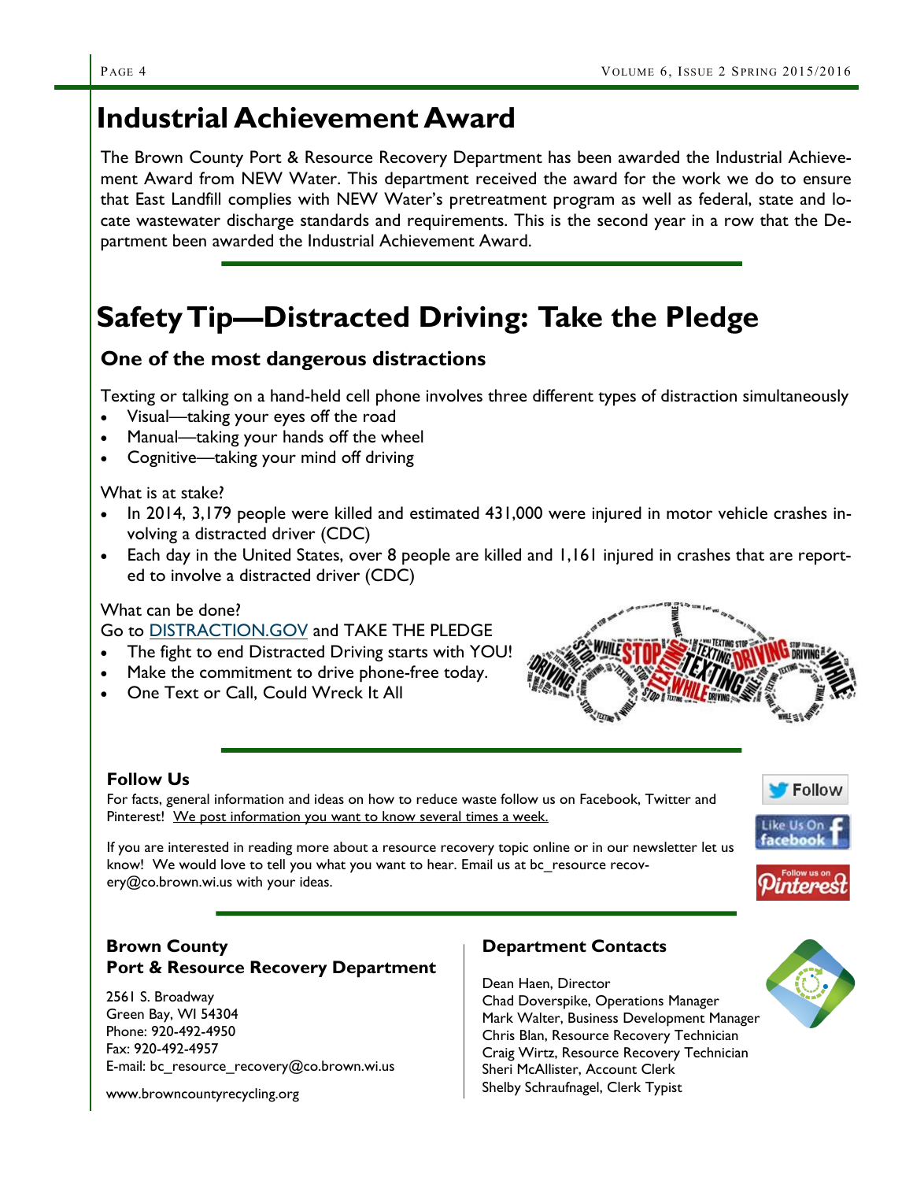# Industrial Achievement Award

The Brown County Port & Resource Recovery Department has been awarded the Industrial Achievement Award from NEW Water. This department received the award for the work we do to ensure that East Landfill complies with NEW Water's pretreatment program as well as federal, state and locate wastewater discharge standards and requirements. This is the second year in a row that the Department been awarded the Industrial Achievement Award.

# Safety Tip—Distracted Driving: Take the Pledge

## One of the most dangerous distractions

Texting or talking on a hand-held cell phone involves three different types of distraction simultaneously

- Visual—taking your eyes off the road
- Manual—taking your hands off the wheel
- Cognitive—taking your mind off driving

What is at stake?

- In 2014, 3,179 people were killed and estimated 431,000 were injured in motor vehicle crashes involving a distracted driver (CDC)
- Each day in the United States, over 8 people are killed and 1,161 injured in crashes that are reported to involve a distracted driver (CDC)

What can be done?

Go to DISTRACTION.GOV and TAKE THE PLEDGE

- The fight to end Distracted Driving starts with YOU!
- Make the commitment to drive phone-free today.
- One Text or Call, Could Wreck It All

### Follow Us

For facts, general information and ideas on how to reduce waste follow us on Facebook, Twitter and Pinterest! We post information you want to know several times a week.

If you are interested in reading more about a resource recovery topic online or in our newsletter let us know! We would love to tell you what you want to hear. Email us at bc_resource recovery@co.brown.wi.us with your ideas.

### Brown County Port & Resource Recovery Department

2561 S. Broadway
Green Bay, WI 54304
Phone: 920-492-4950
Fax: 920-492-4957
E-mail: bc_resource_recovery@co.brown.wi.us

www.browncountyrecycling.org

### Department Contacts

Dean Haen, Director
Chad Doverspike, Operations Manager
Mark Walter, Business Development Manager
Chris Blan, Resource Recovery Technician
Craig Wirtz, Resource Recovery Technician
Sheri McAllister, Account Clerk
Shelby Schraufnagel, Clerk Typist